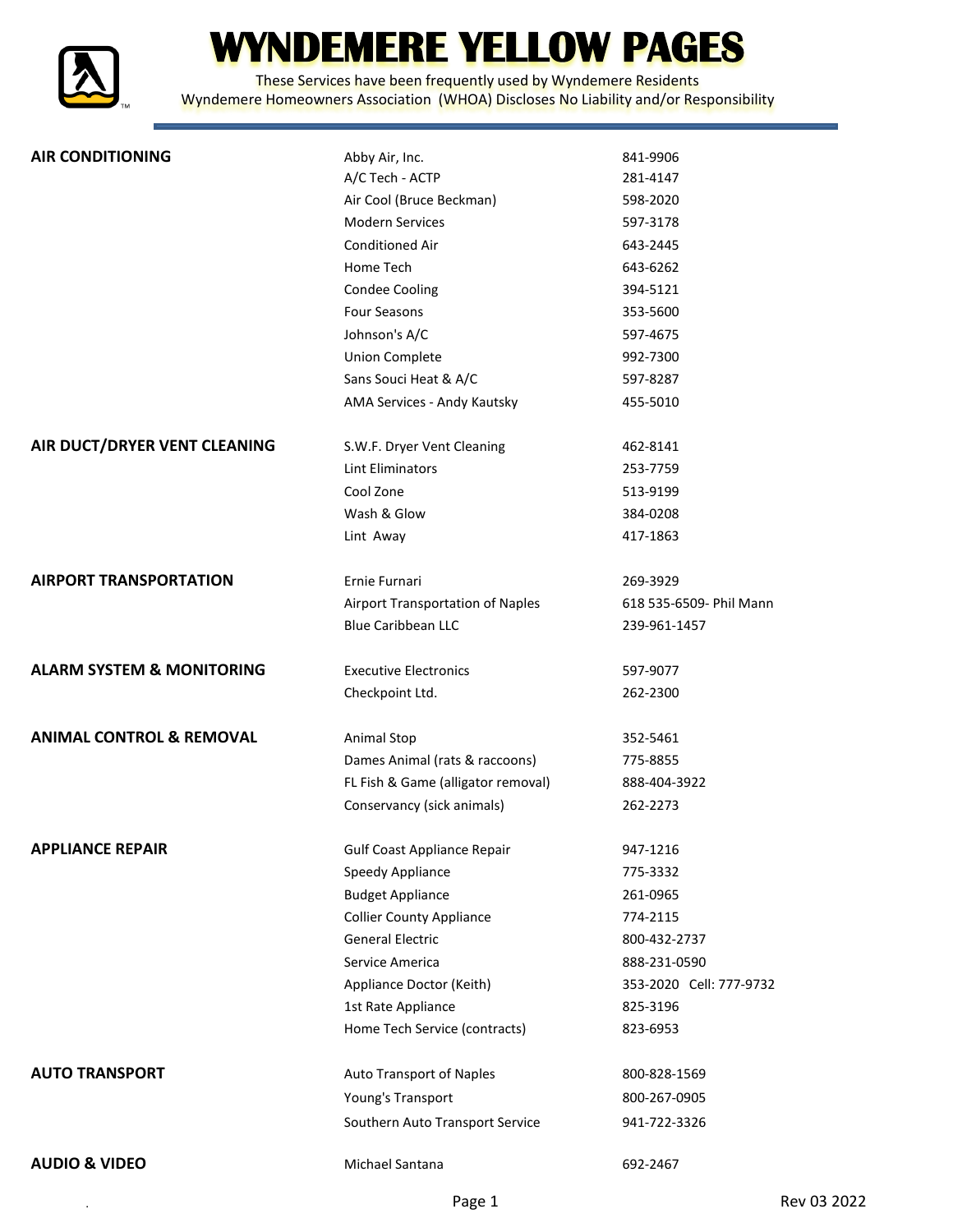# WYNDEMERE YELLOW PAGES

These Services have been frequently used by Wyndemere Residents
Wyndemere Homeowners Association (WHOA) Discloses No Liability and/or Responsibility

| Category | Service | Phone |
|---|---|---|
| **AIR CONDITIONING** | Abby Air, Inc. | 841-9906 |
| | A/C Tech - ACTP | 281-4147 |
| | Air Cool (Bruce Beckman) | 598-2020 |
| | Modern Services | 597-3178 |
| | Conditioned Air | 643-2445 |
| | Home Tech | 643-6262 |
| | Condee Cooling | 394-5121 |
| | Four Seasons | 353-5600 |
| | Johnson's A/C | 597-4675 |
| | Union Complete | 992-7300 |
| | Sans Souci Heat & A/C | 597-8287 |
| | AMA Services - Andy Kautsky | 455-5010 |
| **AIR DUCT/DRYER VENT CLEANING** | S.W.F. Dryer Vent Cleaning | 462-8141 |
| | Lint Eliminators | 253-7759 |
| | Cool Zone | 513-9199 |
| | Wash & Glow | 384-0208 |
| | Lint Away | 417-1863 |
| **AIRPORT TRANSPORTATION** | Ernie Furnari | 269-3929 |
| | Airport Transportation of Naples | 618 535-6509- Phil Mann |
| | Blue Caribbean LLC | 239-961-1457 |
| **ALARM SYSTEM & MONITORING** | Executive Electronics | 597-9077 |
| | Checkpoint Ltd. | 262-2300 |
| **ANIMAL CONTROL & REMOVAL** | Animal Stop | 352-5461 |
| | Dames Animal (rats & raccoons) | 775-8855 |
| | FL Fish & Game (alligator removal) | 888-404-3922 |
| | Conservancy (sick animals) | 262-2273 |
| **APPLIANCE REPAIR** | Gulf Coast Appliance Repair | 947-1216 |
| | Speedy Appliance | 775-3332 |
| | Budget Appliance | 261-0965 |
| | Collier County Appliance | 774-2115 |
| | General Electric | 800-432-2737 |
| | Service America | 888-231-0590 |
| | Appliance Doctor (Keith) | 353-2020 Cell: 777-9732 |
| | 1st Rate Appliance | 825-3196 |
| | Home Tech Service (contracts) | 823-6953 |
| **AUTO TRANSPORT** | Auto Transport of Naples | 800-828-1569 |
| | Young's Transport | 800-267-0905 |
| | Southern Auto Transport Service | 941-722-3326 |
| **AUDIO & VIDEO** | Michael Santana | 692-2467 |

Rev 03 2022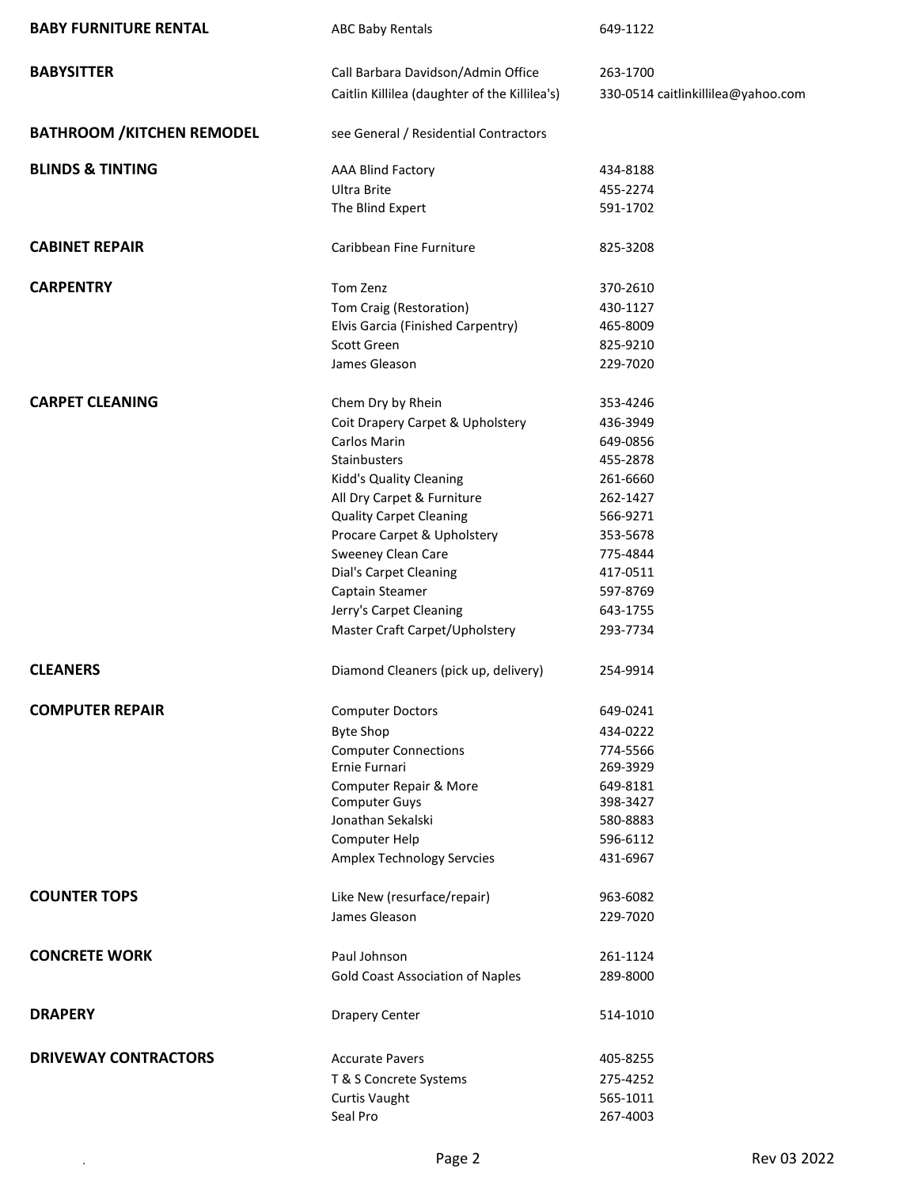| Category | Name | Phone |
|---|---|---|
| **BABY FURNITURE RENTAL** | ABC Baby Rentals | 649-1122 |
| **BABYSITTER** | Call Barbara Davidson/Admin Office | 263-1700 |
| | Caitlin Killilea (daughter of the Killilea's) | 330-0514 caitlinkillilea@yahoo.com |
| **BATHROOM /KITCHEN REMODEL** | see General / Residential Contractors | |
| **BLINDS & TINTING** | AAA Blind Factory | 434-8188 |
| | Ultra Brite | 455-2274 |
| | The Blind Expert | 591-1702 |
| **CABINET REPAIR** | Caribbean Fine Furniture | 825-3208 |
| **CARPENTRY** | Tom Zenz | 370-2610 |
| | Tom Craig (Restoration) | 430-1127 |
| | Elvis Garcia (Finished Carpentry) | 465-8009 |
| | Scott Green | 825-9210 |
| | James Gleason | 229-7020 |
| **CARPET CLEANING** | Chem Dry by Rhein | 353-4246 |
| | Coit Drapery Carpet & Upholstery | 436-3949 |
| | Carlos Marin | 649-0856 |
| | Stainbusters | 455-2878 |
| | Kidd's Quality Cleaning | 261-6660 |
| | All Dry Carpet & Furniture | 262-1427 |
| | Quality Carpet Cleaning | 566-9271 |
| | Procare Carpet & Upholstery | 353-5678 |
| | Sweeney Clean Care | 775-4844 |
| | Dial's Carpet Cleaning | 417-0511 |
| | Captain Steamer | 597-8769 |
| | Jerry's Carpet Cleaning | 643-1755 |
| | Master Craft Carpet/Upholstery | 293-7734 |
| **CLEANERS** | Diamond Cleaners (pick up, delivery) | 254-9914 |
| **COMPUTER REPAIR** | Computer Doctors | 649-0241 |
| | Byte Shop | 434-0222 |
| | Computer Connections | 774-5566 |
| | Ernie Furnari | 269-3929 |
| | Computer Repair & More | 649-8181 |
| | Computer Guys | 398-3427 |
| | Jonathan Sekalski | 580-8883 |
| | Computer Help | 596-6112 |
| | Amplex Technology Servcies | 431-6967 |
| **COUNTER TOPS** | Like New (resurface/repair) | 963-6082 |
| | James Gleason | 229-7020 |
| **CONCRETE WORK** | Paul Johnson | 261-1124 |
| | Gold Coast Association of Naples | 289-8000 |
| **DRAPERY** | Drapery Center | 514-1010 |
| **DRIVEWAY CONTRACTORS** | Accurate Pavers | 405-8255 |
| | T & S Concrete Systems | 275-4252 |
| | Curtis Vaught | 565-1011 |
| | Seal Pro | 267-4003 |

Rev 03 2022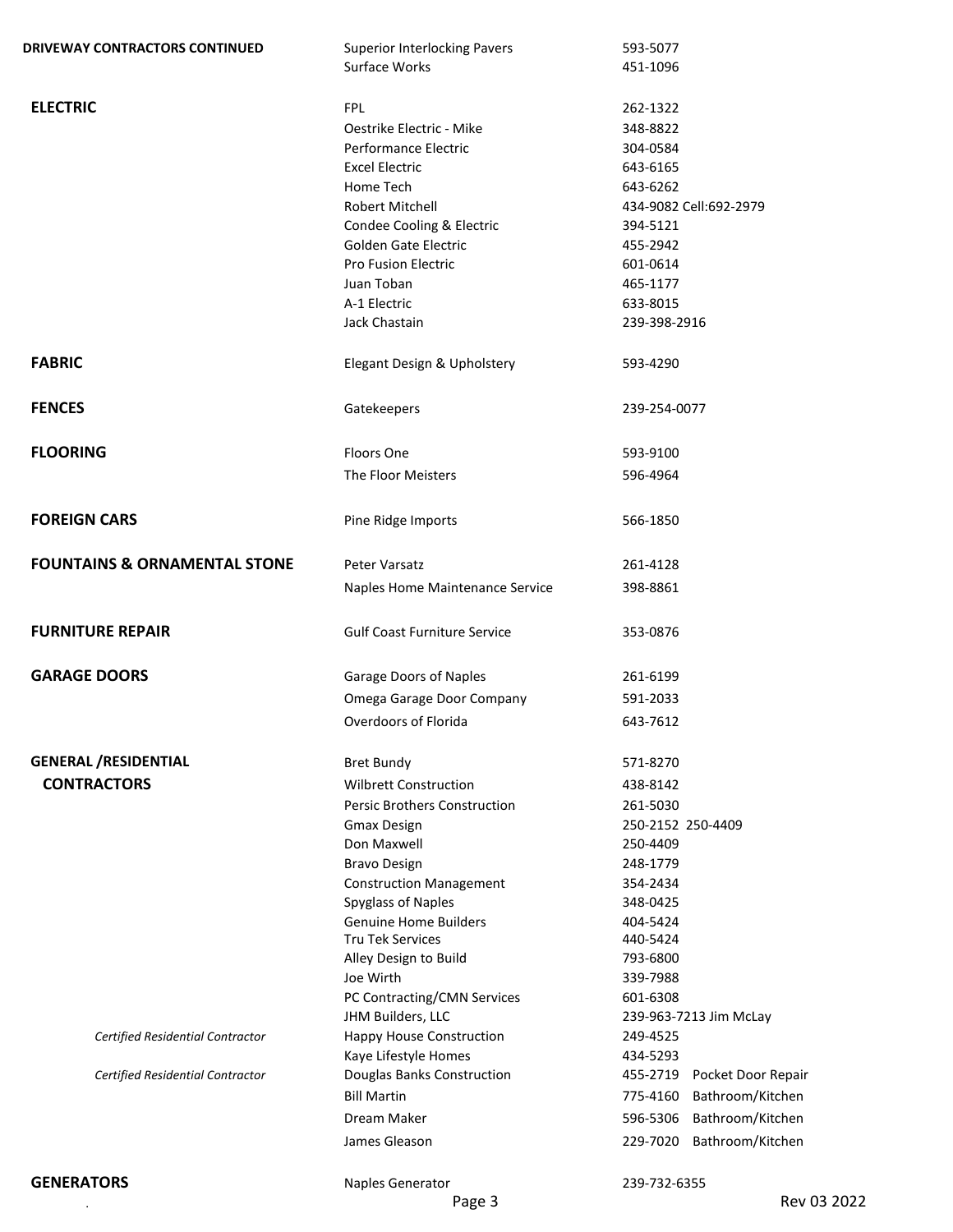| Category | Name | Phone |
|---|---|---|
| **DRIVEWAY CONTRACTORS CONTINUED** | Superior Interlocking Pavers | 593-5077 |
| | Surface Works | 451-1096 |
| **ELECTRIC** | FPL | 262-1322 |
| | Oestrike Electric - Mike | 348-8822 |
| | Performance Electric | 304-0584 |
| | Excel Electric | 643-6165 |
| | Home Tech | 643-6262 |
| | Robert Mitchell | 434-9082 Cell:692-2979 |
| | Condee Cooling & Electric | 394-5121 |
| | Golden Gate Electric | 455-2942 |
| | Pro Fusion Electric | 601-0614 |
| | Juan Toban | 465-1177 |
| | A-1 Electric | 633-8015 |
| | Jack Chastain | 239-398-2916 |
| **FABRIC** | Elegant Design & Upholstery | 593-4290 |
| **FENCES** | Gatekeepers | 239-254-0077 |
| **FLOORING** | Floors One | 593-9100 |
| | The Floor Meisters | 596-4964 |
| **FOREIGN CARS** | Pine Ridge Imports | 566-1850 |
| **FOUNTAINS & ORNAMENTAL STONE** | Peter Varsatz | 261-4128 |
| | Naples Home Maintenance Service | 398-8861 |
| **FURNITURE REPAIR** | Gulf Coast Furniture Service | 353-0876 |
| **GARAGE DOORS** | Garage Doors of Naples | 261-6199 |
| | Omega Garage Door Company | 591-2033 |
| | Overdoors of Florida | 643-7612 |
| **GENERAL /RESIDENTIAL CONTRACTORS** | Bret Bundy | 571-8270 |
| | Wilbrett Construction | 438-8142 |
| | Persic Brothers Construction | 261-5030 |
| | Gmax Design | 250-2152 250-4409 |
| | Don Maxwell | 250-4409 |
| | Bravo Design | 248-1779 |
| | Construction Management | 354-2434 |
| | Spyglass of Naples | 348-0425 |
| | Genuine Home Builders | 404-5424 |
| | Tru Tek Services | 440-5424 |
| | Alley Design to Build | 793-6800 |
| | Joe Wirth | 339-7988 |
| | PC Contracting/CMN Services | 601-6308 |
| | JHM Builders, LLC | 239-963-7213 Jim McLay |
| *Certified Residential Contractor* | Happy House Construction | 249-4525 |
| | Kaye Lifestyle Homes | 434-5293 |
| *Certified Residential Contractor* | Douglas Banks Construction | 455-2719 Pocket Door Repair |
| | Bill Martin | 775-4160 Bathroom/Kitchen |
| | Dream Maker | 596-5306 Bathroom/Kitchen |
| | James Gleason | 229-7020 Bathroom/Kitchen |
| **GENERATORS** | Naples Generator | 239-732-6355 |

Rev 03 2022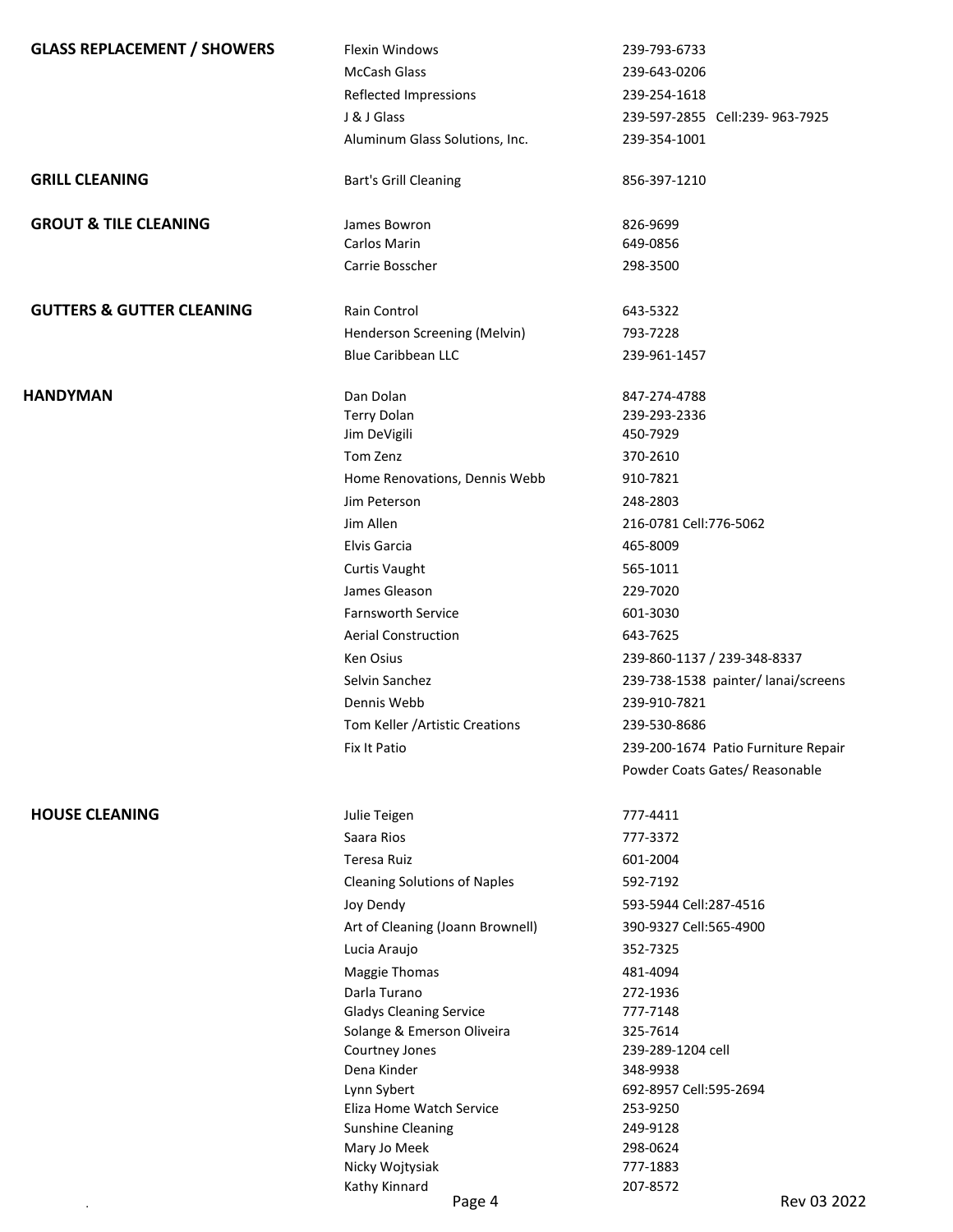| Category | Name | Phone |
|---|---|---|
| **GLASS REPLACEMENT / SHOWERS** | Flexin Windows | 239-793-6733 |
| | McCash Glass | 239-643-0206 |
| | Reflected Impressions | 239-254-1618 |
| | J & J Glass | 239-597-2855 Cell:239- 963-7925 |
| | Aluminum Glass Solutions, Inc. | 239-354-1001 |
| **GRILL CLEANING** | Bart's Grill Cleaning | 856-397-1210 |
| **GROUT & TILE CLEANING** | James Bowron | 826-9699 |
| | Carlos Marin | 649-0856 |
| | Carrie Bosscher | 298-3500 |
| **GUTTERS & GUTTER CLEANING** | Rain Control | 643-5322 |
| | Henderson Screening (Melvin) | 793-7228 |
| | Blue Caribbean LLC | 239-961-1457 |
| **HANDYMAN** | Dan Dolan | 847-274-4788 |
| | Terry Dolan | 239-293-2336 |
| | Jim DeVigili | 450-7929 |
| | Tom Zenz | 370-2610 |
| | Home Renovations, Dennis Webb | 910-7821 |
| | Jim Peterson | 248-2803 |
| | Jim Allen | 216-0781 Cell:776-5062 |
| | Elvis Garcia | 465-8009 |
| | Curtis Vaught | 565-1011 |
| | James Gleason | 229-7020 |
| | Farnsworth Service | 601-3030 |
| | Aerial Construction | 643-7625 |
| | Ken Osius | 239-860-1137 / 239-348-8337 |
| | Selvin Sanchez | 239-738-1538 painter/ lanai/screens |
| | Dennis Webb | 239-910-7821 |
| | Tom Keller /Artistic Creations | 239-530-8686 |
| | Fix It Patio | 239-200-1674 Patio Furniture Repair Powder Coats Gates/ Reasonable |
| **HOUSE CLEANING** | Julie Teigen | 777-4411 |
| | Saara Rios | 777-3372 |
| | Teresa Ruiz | 601-2004 |
| | Cleaning Solutions of Naples | 592-7192 |
| | Joy Dendy | 593-5944 Cell:287-4516 |
| | Art of Cleaning (Joann Brownell) | 390-9327 Cell:565-4900 |
| | Lucia Araujo | 352-7325 |
| | Maggie Thomas | 481-4094 |
| | Darla Turano | 272-1936 |
| | Gladys Cleaning Service | 777-7148 |
| | Solange & Emerson Oliveira | 325-7614 |
| | Courtney Jones | 239-289-1204 cell |
| | Dena Kinder | 348-9938 |
| | Lynn Sybert | 692-8957 Cell:595-2694 |
| | Eliza Home Watch Service | 253-9250 |
| | Sunshine Cleaning | 249-9128 |
| | Mary Jo Meek | 298-0624 |
| | Nicky Wojtysiak | 777-1883 |
| | Kathy Kinnard | 207-8572 |

Rev 03 2022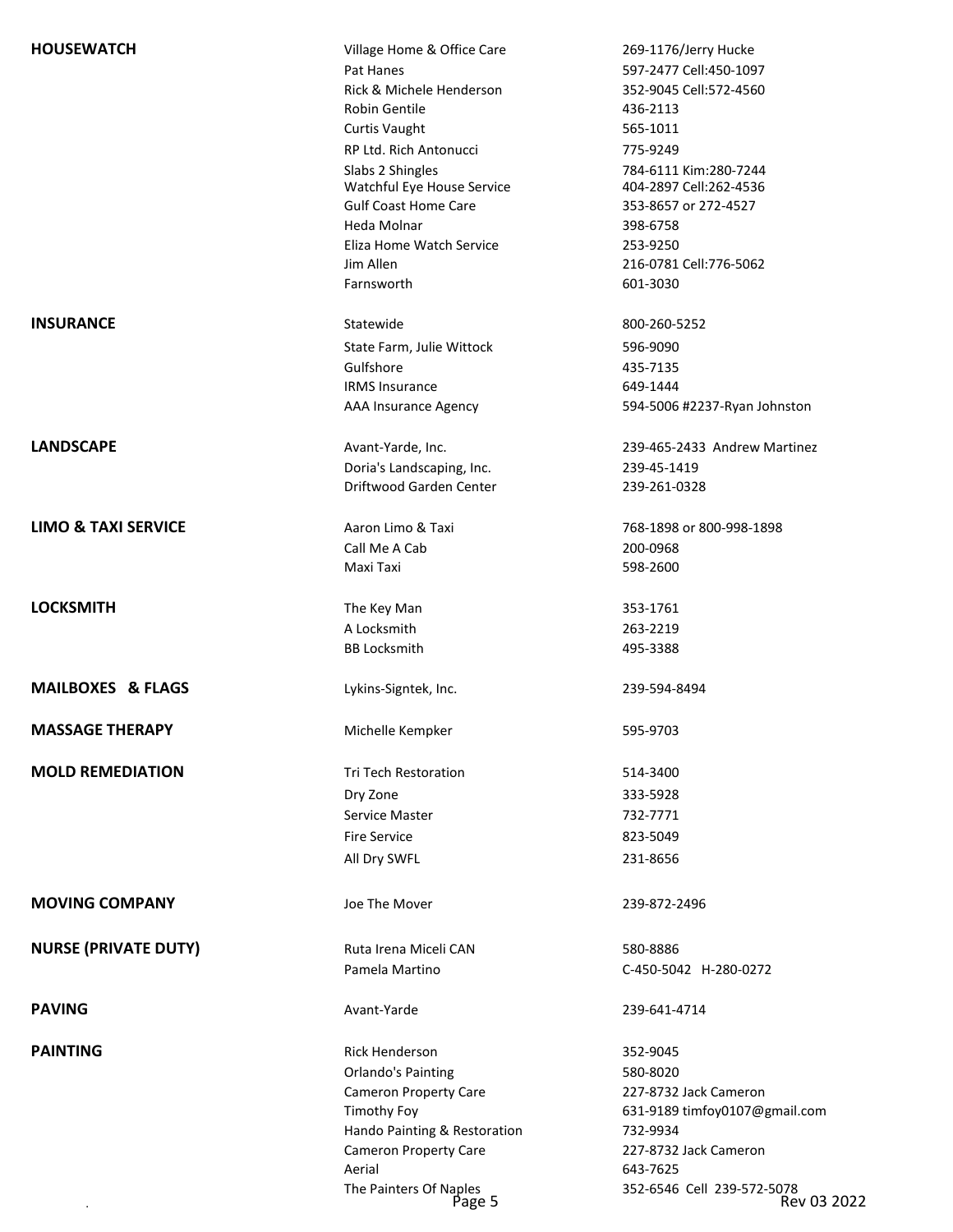| Category | Name | Phone |
|---|---|---|
| **HOUSEWATCH** | Village Home & Office Care | 269-1176/Jerry Hucke |
| | Pat Hanes | 597-2477 Cell:450-1097 |
| | Rick & Michele Henderson | 352-9045 Cell:572-4560 |
| | Robin Gentile | 436-2113 |
| | Curtis Vaught | 565-1011 |
| | RP Ltd. Rich Antonucci | 775-9249 |
| | Slabs 2 Shingles | 784-6111 Kim:280-7244 |
| | Watchful Eye House Service | 404-2897 Cell:262-4536 |
| | Gulf Coast Home Care | 353-8657 or 272-4527 |
| | Heda Molnar | 398-6758 |
| | Eliza Home Watch Service | 253-9250 |
| | Jim Allen | 216-0781 Cell:776-5062 |
| | Farnsworth | 601-3030 |
| **INSURANCE** | Statewide | 800-260-5252 |
| | State Farm, Julie Wittock | 596-9090 |
| | Gulfshore | 435-7135 |
| | IRMS Insurance | 649-1444 |
| | AAA Insurance Agency | 594-5006 #2237-Ryan Johnston |
| **LANDSCAPE** | Avant-Yarde, Inc. | 239-465-2433 Andrew Martinez |
| | Doria's Landscaping, Inc. | 239-45-1419 |
| | Driftwood Garden Center | 239-261-0328 |
| **LIMO & TAXI SERVICE** | Aaron Limo & Taxi | 768-1898 or 800-998-1898 |
| | Call Me A Cab | 200-0968 |
| | Maxi Taxi | 598-2600 |
| **LOCKSMITH** | The Key Man | 353-1761 |
| | A Locksmith | 263-2219 |
| | BB Locksmith | 495-3388 |
| **MAILBOXES & FLAGS** | Lykins-Signtek, Inc. | 239-594-8494 |
| **MASSAGE THERAPY** | Michelle Kempker | 595-9703 |
| **MOLD REMEDIATION** | Tri Tech Restoration | 514-3400 |
| | Dry Zone | 333-5928 |
| | Service Master | 732-7771 |
| | Fire Service | 823-5049 |
| | All Dry SWFL | 231-8656 |
| **MOVING COMPANY** | Joe The Mover | 239-872-2496 |
| **NURSE (PRIVATE DUTY)** | Ruta Irena Miceli CAN | 580-8886 |
| | Pamela Martino | C-450-5042 H-280-0272 |
| **PAVING** | Avant-Yarde | 239-641-4714 |
| **PAINTING** | Rick Henderson | 352-9045 |
| | Orlando's Painting | 580-8020 |
| | Cameron Property Care | 227-8732 Jack Cameron |
| | Timothy Foy | 631-9189 timfoy0107@gmail.com |
| | Hando Painting & Restoration | 732-9934 |
| | Cameron Property Care | 227-8732 Jack Cameron |
| | Aerial | 643-7625 |
| | The Painters Of Naples | 352-6546 Cell 239-572-5078 |

Rev 03 2022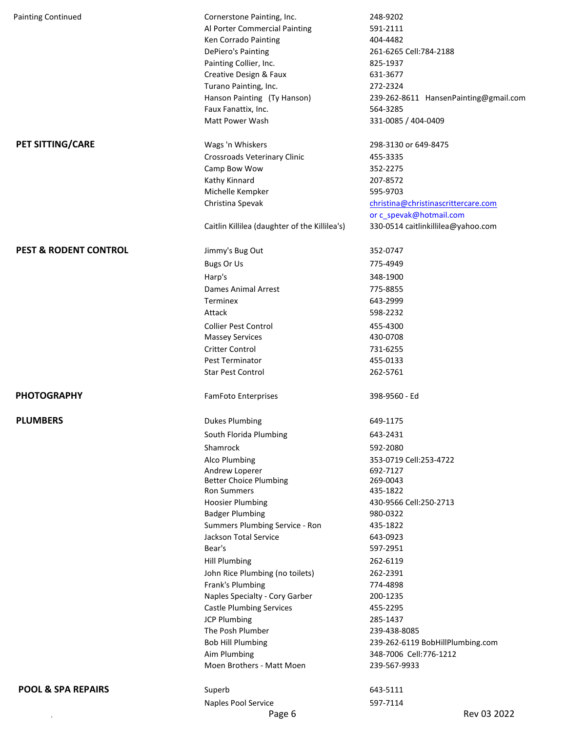| Category | Name | Contact |
|---|---|---|
| Painting Continued | Cornerstone Painting, Inc. | 248-9202 |
| | Al Porter Commercial Painting | 591-2111 |
| | Ken Corrado Painting | 404-4482 |
| | DePiero's Painting | 261-6265 Cell:784-2188 |
| | Painting Collier, Inc. | 825-1937 |
| | Creative Design & Faux | 631-3677 |
| | Turano Painting, Inc. | 272-2324 |
| | Hanson Painting (Ty Hanson) | 239-262-8611 HansenPainting@gmail.com |
| | Faux Fanattix, Inc. | 564-3285 |
| | Matt Power Wash | 331-0085 / 404-0409 |
| **PET SITTING/CARE** | Wags 'n Whiskers | 298-3130 or 649-8475 |
| | Crossroads Veterinary Clinic | 455-3335 |
| | Camp Bow Wow | 352-2275 |
| | Kathy Kinnard | 207-8572 |
| | Michelle Kempker | 595-9703 |
| | Christina Spevak | christina@christinascrittercare.com or c_spevak@hotmail.com |
| | Caitlin Killilea (daughter of the Killilea's) | 330-0514 caitlinkillilea@yahoo.com |
| **PEST & RODENT CONTROL** | Jimmy's Bug Out | 352-0747 |
| | Bugs Or Us | 775-4949 |
| | Harp's | 348-1900 |
| | Dames Animal Arrest | 775-8855 |
| | Terminex | 643-2999 |
| | Attack | 598-2232 |
| | Collier Pest Control | 455-4300 |
| | Massey Services | 430-0708 |
| | Critter Control | 731-6255 |
| | Pest Terminator | 455-0133 |
| | Star Pest Control | 262-5761 |
| **PHOTOGRAPHY** | FamFoto Enterprises | 398-9560 - Ed |
| **PLUMBERS** | Dukes Plumbing | 649-1175 |
| | South Florida Plumbing | 643-2431 |
| | Shamrock | 592-2080 |
| | Alco Plumbing | 353-0719 Cell:253-4722 |
| | Andrew Loperer | 692-7127 |
| | Better Choice Plumbing | 269-0043 |
| | Ron Summers | 435-1822 |
| | Hoosier Plumbing | 430-9566 Cell:250-2713 |
| | Badger Plumbing | 980-0322 |
| | Summers Plumbing Service - Ron | 435-1822 |
| | Jackson Total Service | 643-0923 |
| | Bear's | 597-2951 |
| | Hill Plumbing | 262-6119 |
| | John Rice Plumbing (no toilets) | 262-2391 |
| | Frank's Plumbing | 774-4898 |
| | Naples Specialty - Cory Garber | 200-1235 |
| | Castle Plumbing Services | 455-2295 |
| | JCP Plumbing | 285-1437 |
| | The Posh Plumber | 239-438-8085 |
| | Bob Hill Plumbing | 239-262-6119 BobHillPlumbing.com |
| | Aim Plumbing | 348-7006 Cell:776-1212 |
| | Moen Brothers - Matt Moen | 239-567-9933 |
| **POOL & SPA REPAIRS** | Superb | 643-5111 |
| | Naples Pool Service | 597-7114 |

Rev 03 2022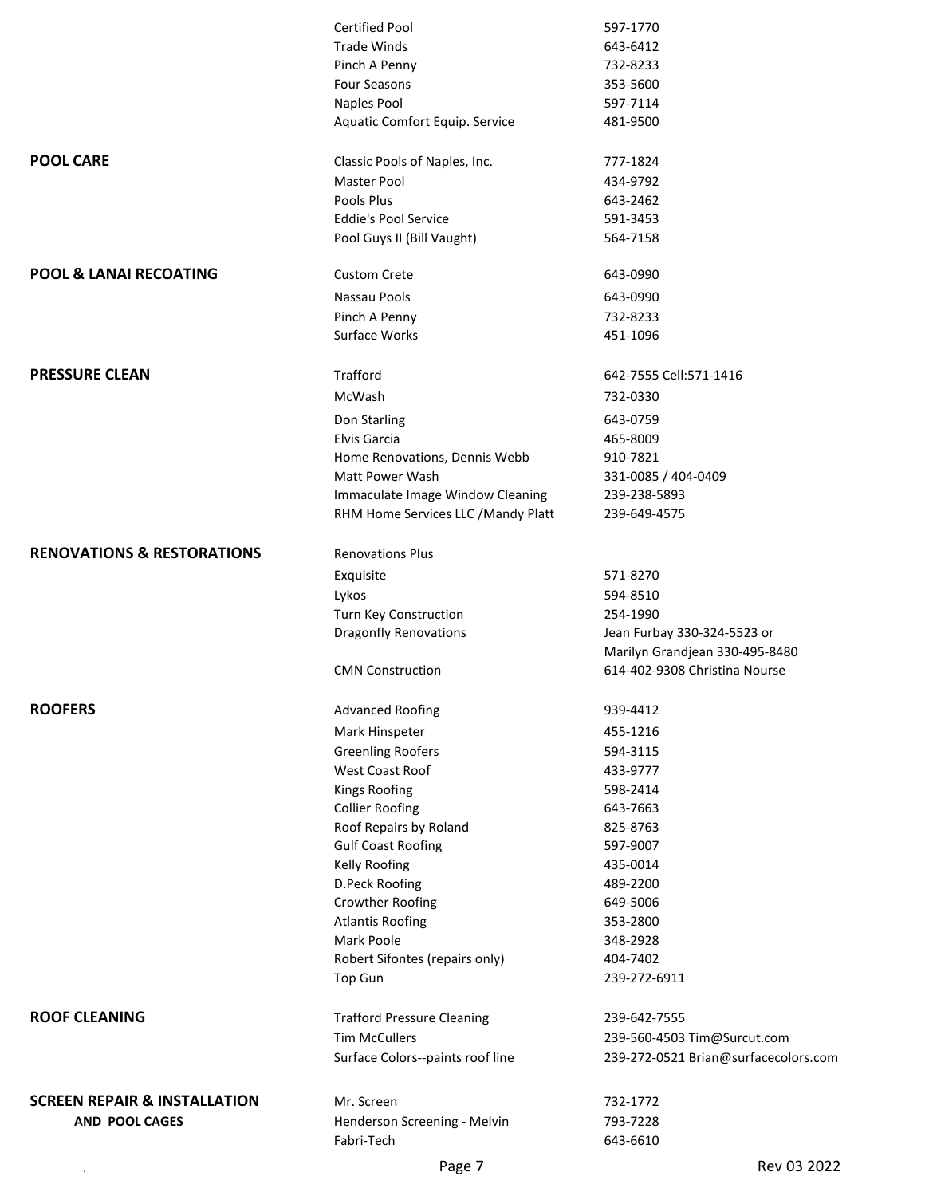| Category | Company | Phone |
|---|---|---|
| | Certified Pool | 597-1770 |
| | Trade Winds | 643-6412 |
| | Pinch A Penny | 732-8233 |
| | Four Seasons | 353-5600 |
| | Naples Pool | 597-7114 |
| | Aquatic Comfort Equip. Service | 481-9500 |
| **POOL CARE** | Classic Pools of Naples, Inc. | 777-1824 |
| | Master Pool | 434-9792 |
| | Pools Plus | 643-2462 |
| | Eddie's Pool Service | 591-3453 |
| | Pool Guys II (Bill Vaught) | 564-7158 |
| **POOL & LANAI RECOATING** | Custom Crete | 643-0990 |
| | Nassau Pools | 643-0990 |
| | Pinch A Penny | 732-8233 |
| | Surface Works | 451-1096 |
| **PRESSURE CLEAN** | Trafford | 642-7555 Cell:571-1416 |
| | McWash | 732-0330 |
| | Don Starling | 643-0759 |
| | Elvis Garcia | 465-8009 |
| | Home Renovations, Dennis Webb | 910-7821 |
| | Matt Power Wash | 331-0085 / 404-0409 |
| | Immaculate Image Window Cleaning | 239-238-5893 |
| | RHM Home Services LLC /Mandy Platt | 239-649-4575 |
| **RENOVATIONS & RESTORATIONS** | Renovations Plus | |
| | Exquisite | 571-8270 |
| | Lykos | 594-8510 |
| | Turn Key Construction | 254-1990 |
| | Dragonfly Renovations | Jean Furbay 330-324-5523 or Marilyn Grandjean 330-495-8480 |
| | CMN Construction | 614-402-9308 Christina Nourse |
| **ROOFERS** | Advanced Roofing | 939-4412 |
| | Mark Hinspeter | 455-1216 |
| | Greenling Roofers | 594-3115 |
| | West Coast Roof | 433-9777 |
| | Kings Roofing | 598-2414 |
| | Collier Roofing | 643-7663 |
| | Roof Repairs by Roland | 825-8763 |
| | Gulf Coast Roofing | 597-9007 |
| | Kelly Roofing | 435-0014 |
| | D.Peck Roofing | 489-2200 |
| | Crowther Roofing | 649-5006 |
| | Atlantis Roofing | 353-2800 |
| | Mark Poole | 348-2928 |
| | Robert Sifontes (repairs only) | 404-7402 |
| | Top Gun | 239-272-6911 |
| **ROOF CLEANING** | Trafford Pressure Cleaning | 239-642-7555 |
| | Tim McCullers | 239-560-4503 Tim@Surcut.com |
| | Surface Colors--paints roof line | 239-272-0521 Brian@surfacecolors.com |
| **SCREEN REPAIR & INSTALLATION AND POOL CAGES** | Mr. Screen | 732-1772 |
| | Henderson Screening - Melvin | 793-7228 |
| | Fabri-Tech | 643-6610 |

Rev 03 2022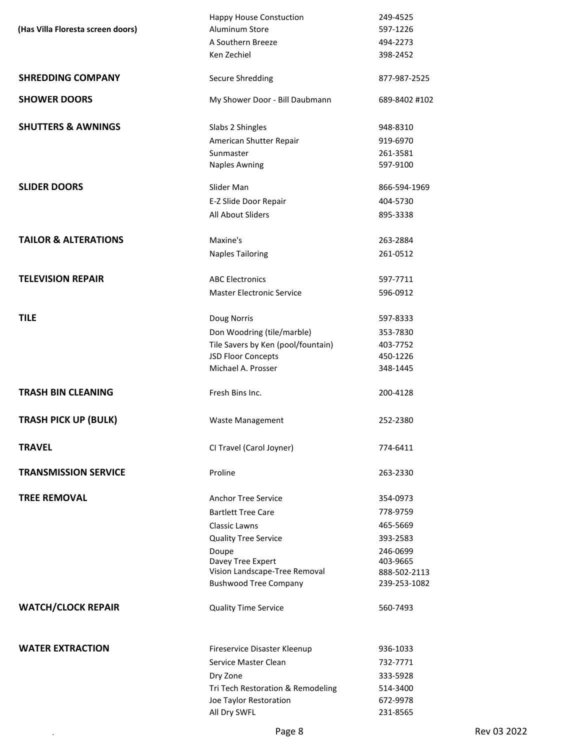| Category | Company | Phone |
|---|---|---|
| | Happy House Constuction | 249-4525 |
| **(Has Villa Floresta screen doors)** | Aluminum Store | 597-1226 |
| | A Southern Breeze | 494-2273 |
| | Ken Zechiel | 398-2452 |
| **SHREDDING COMPANY** | Secure Shredding | 877-987-2525 |
| **SHOWER DOORS** | My Shower Door - Bill Daubmann | 689-8402 #102 |
| **SHUTTERS & AWNINGS** | Slabs 2 Shingles | 948-8310 |
| | American Shutter Repair | 919-6970 |
| | Sunmaster | 261-3581 |
| | Naples Awning | 597-9100 |
| **SLIDER DOORS** | Slider Man | 866-594-1969 |
| | E-Z Slide Door Repair | 404-5730 |
| | All About Sliders | 895-3338 |
| **TAILOR & ALTERATIONS** | Maxine's | 263-2884 |
| | Naples Tailoring | 261-0512 |
| **TELEVISION REPAIR** | ABC Electronics | 597-7711 |
| | Master Electronic Service | 596-0912 |
| **TILE** | Doug Norris | 597-8333 |
| | Don Woodring (tile/marble) | 353-7830 |
| | Tile Savers by Ken (pool/fountain) | 403-7752 |
| | JSD Floor Concepts | 450-1226 |
| | Michael A. Prosser | 348-1445 |
| **TRASH BIN CLEANING** | Fresh Bins Inc. | 200-4128 |
| **TRASH PICK UP (BULK)** | Waste Management | 252-2380 |
| **TRAVEL** | CI Travel (Carol Joyner) | 774-6411 |
| **TRANSMISSION SERVICE** | Proline | 263-2330 |
| **TREE REMOVAL** | Anchor Tree Service | 354-0973 |
| | Bartlett Tree Care | 778-9759 |
| | Classic Lawns | 465-5669 |
| | Quality Tree Service | 393-2583 |
| | Doupe | 246-0699 |
| | Davey Tree Expert | 403-9665 |
| | Vision Landscape-Tree Removal | 888-502-2113 |
| | Bushwood Tree Company | 239-253-1082 |
| **WATCH/CLOCK REPAIR** | Quality Time Service | 560-7493 |
| **WATER EXTRACTION** | Fireservice Disaster Kleenup | 936-1033 |
| | Service Master Clean | 732-7771 |
| | Dry Zone | 333-5928 |
| | Tri Tech Restoration & Remodeling | 514-3400 |
| | Joe Taylor Restoration | 672-9978 |
| | All Dry SWFL | 231-8565 |

Rev 03 2022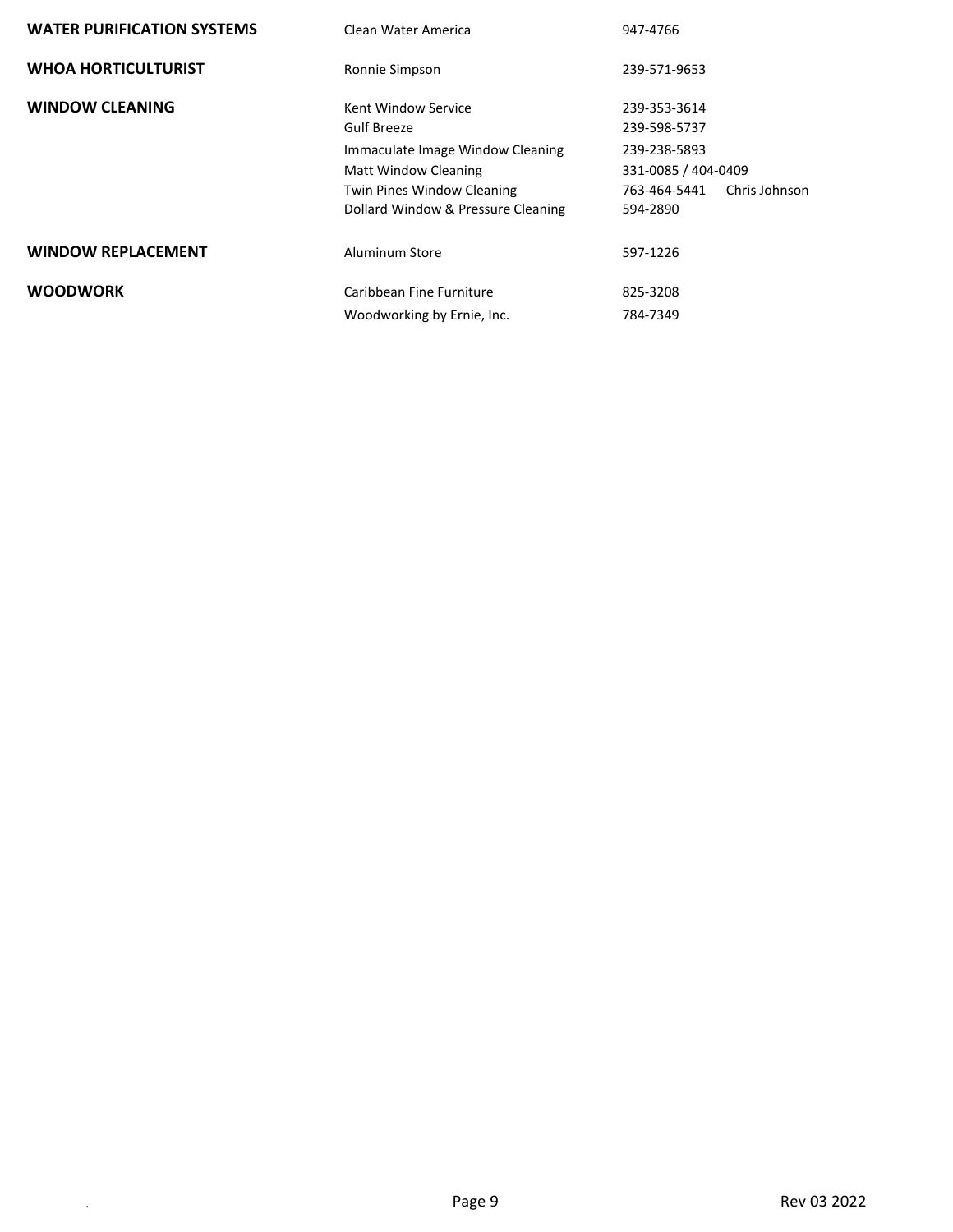| | | | |
|---|---|---|---|
| **WATER PURIFICATION SYSTEMS** | Clean Water America | 947-4766 | |
| **WHOA HORTICULTURIST** | Ronnie Simpson | 239-571-9653 | |
| **WINDOW CLEANING** | Kent Window Service | 239-353-3614 | |
| | Gulf Breeze | 239-598-5737 | |
| | Immaculate Image Window Cleaning | 239-238-5893 | |
| | Matt Window Cleaning | 331-0085 / 404-0409 | |
| | Twin Pines Window Cleaning | 763-464-5441 | Chris Johnson |
| | Dollard Window & Pressure Cleaning | 594-2890 | |
| **WINDOW REPLACEMENT** | Aluminum Store | 597-1226 | |
| **WOODWORK** | Caribbean Fine Furniture | 825-3208 | |
| | Woodworking by Ernie, Inc. | 784-7349 | |

Rev 03 2022